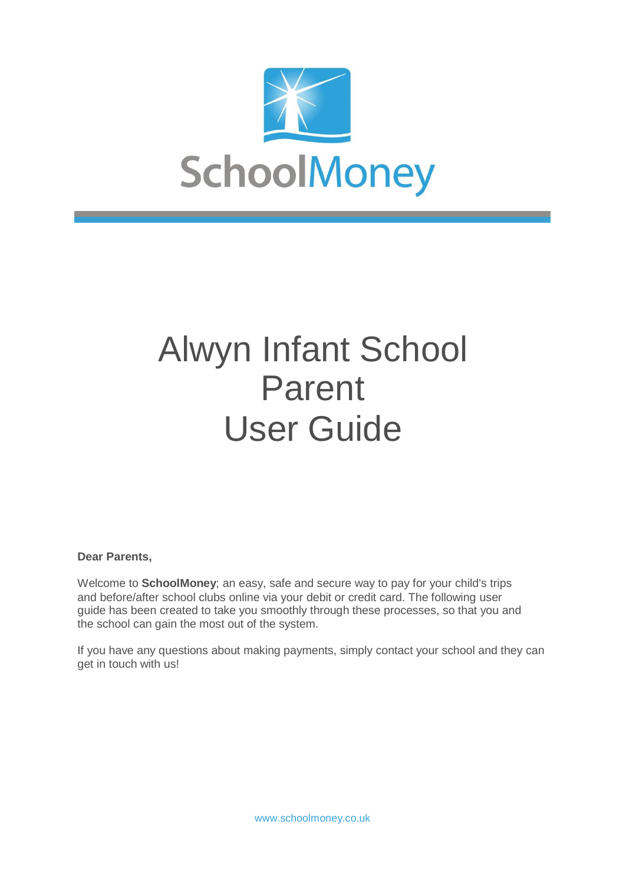SchoolMoney

# Alwyn Infant School Parent User Guide

**Dear Parents,**

Welcome to **SchoolMoney**; an easy, safe and secure way to pay for your child's trips and before/after school clubs online via your debit or credit card. The following user guide has been created to take you smoothly through these processes, so that you and the school can gain the most out of the system.

If you have any questions about making payments, simply contact your school and they can get in touch with us!

www.schoolmoney.co.uk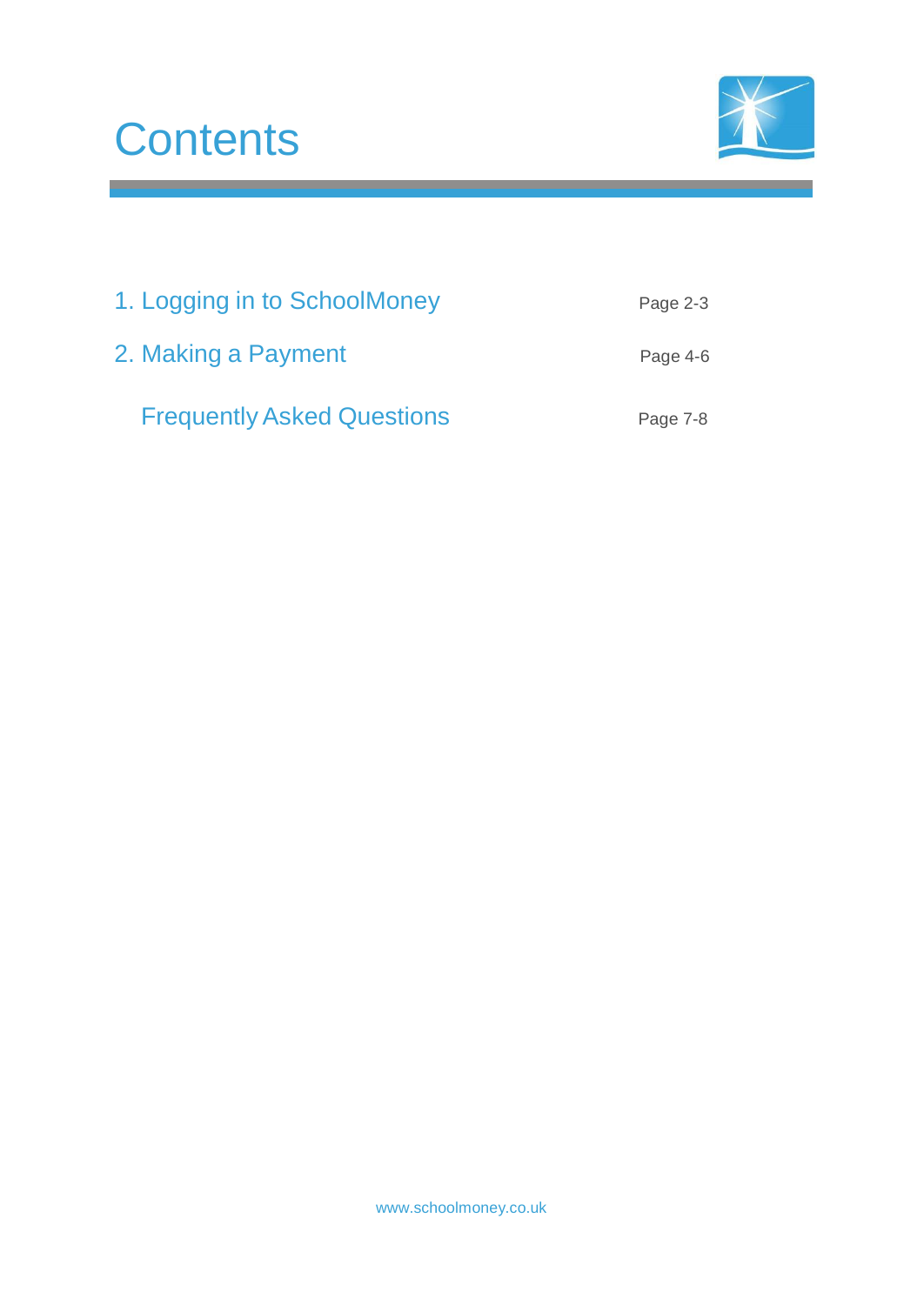# Contents

| | |
|---|---|
| 1. Logging in to SchoolMoney | Page 2-3 |
| 2. Making a Payment | Page 4-6 |
| Frequently Asked Questions | Page 7-8 |

www.schoolmoney.co.uk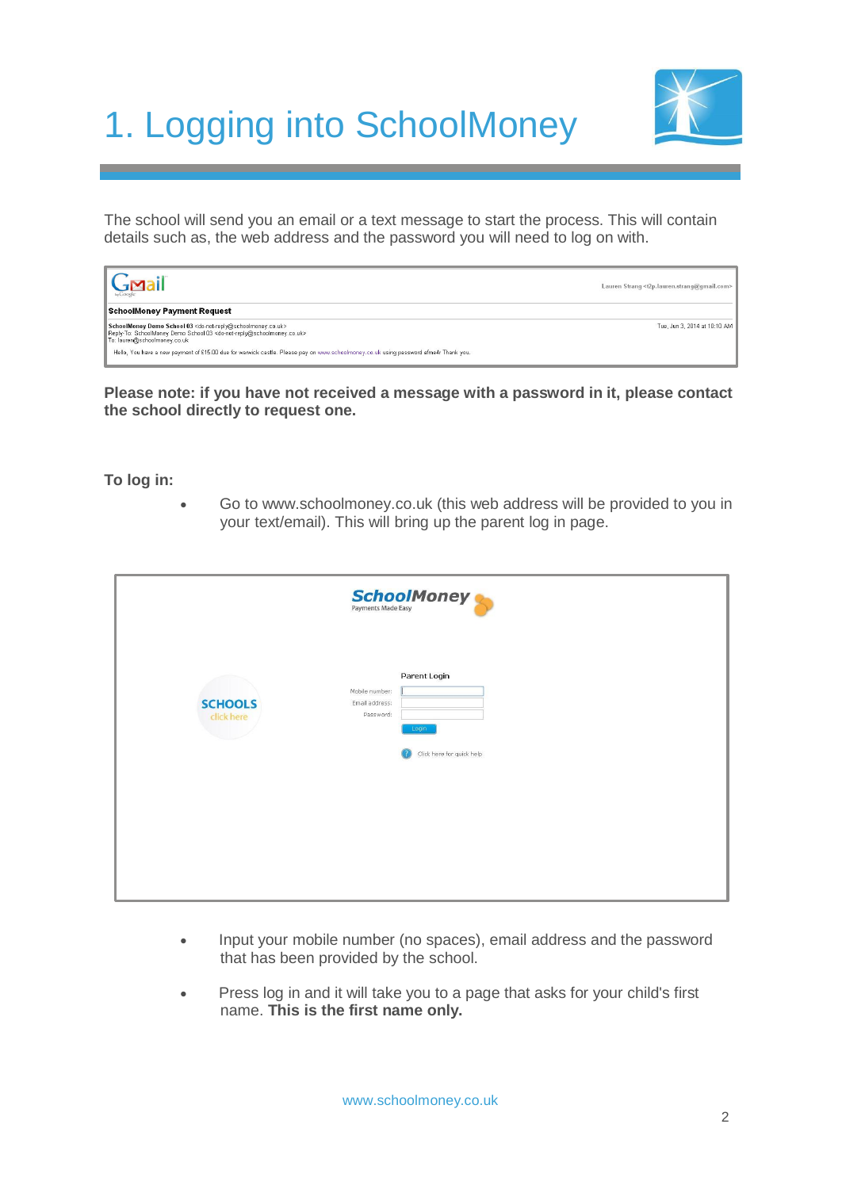# 1. Logging into SchoolMoney

The school will send you an email or a text message to start the process. This will contain details such as, the web address and the password you will need to log on with.

**Please note: if you have not received a message with a password in it, please contact the school directly to request one.**

**To log in:**

- Go to www.schoolmoney.co.uk (this web address will be provided to you in your text/email). This will bring up the parent log in page.

- Input your mobile number (no spaces), email address and the password that has been provided by the school.

- Press log in and it will take you to a page that asks for your child's first name. **This is the first name only.**

www.schoolmoney.co.uk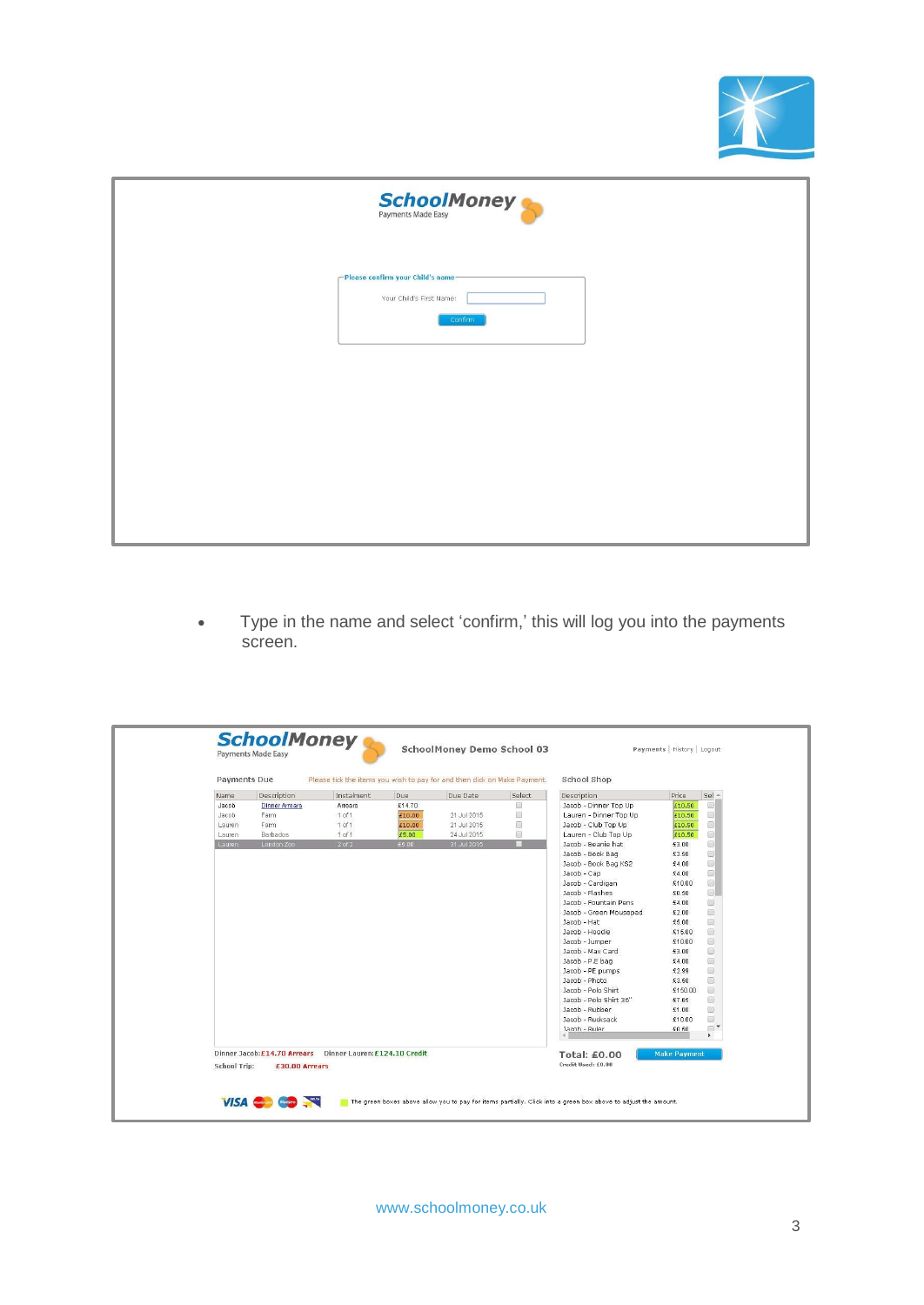- Type in the name and select 'confirm,' this will log you into the payments screen.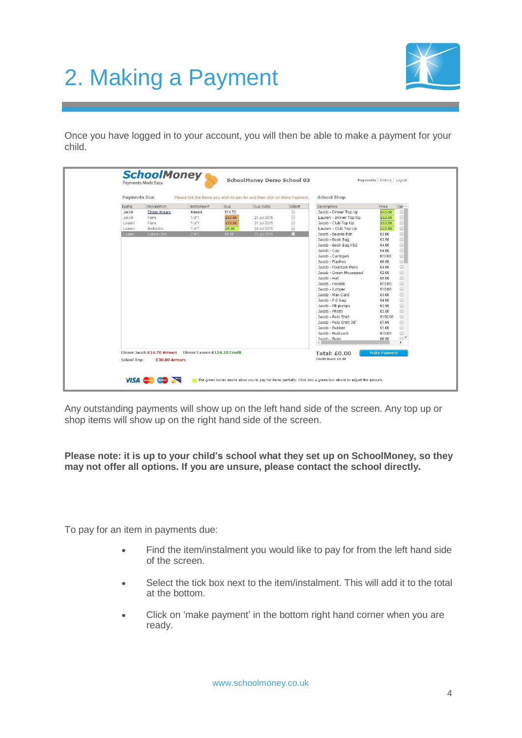# 2. Making a Payment

Once you have logged in to your account, you will then be able to make a payment for your child.

Any outstanding payments will show up on the left hand side of the screen. Any top up or shop items will show up on the right hand side of the screen.

**Please note: it is up to your child's school what they set up on SchoolMoney, so they may not offer all options. If you are unsure, please contact the school directly.**

To pay for an item in payments due:

- Find the item/instalment you would like to pay for from the left hand side of the screen.
- Select the tick box next to the item/instalment. This will add it to the total at the bottom.
- Click on 'make payment' in the bottom right hand corner when you are ready.

www.schoolmoney.co.uk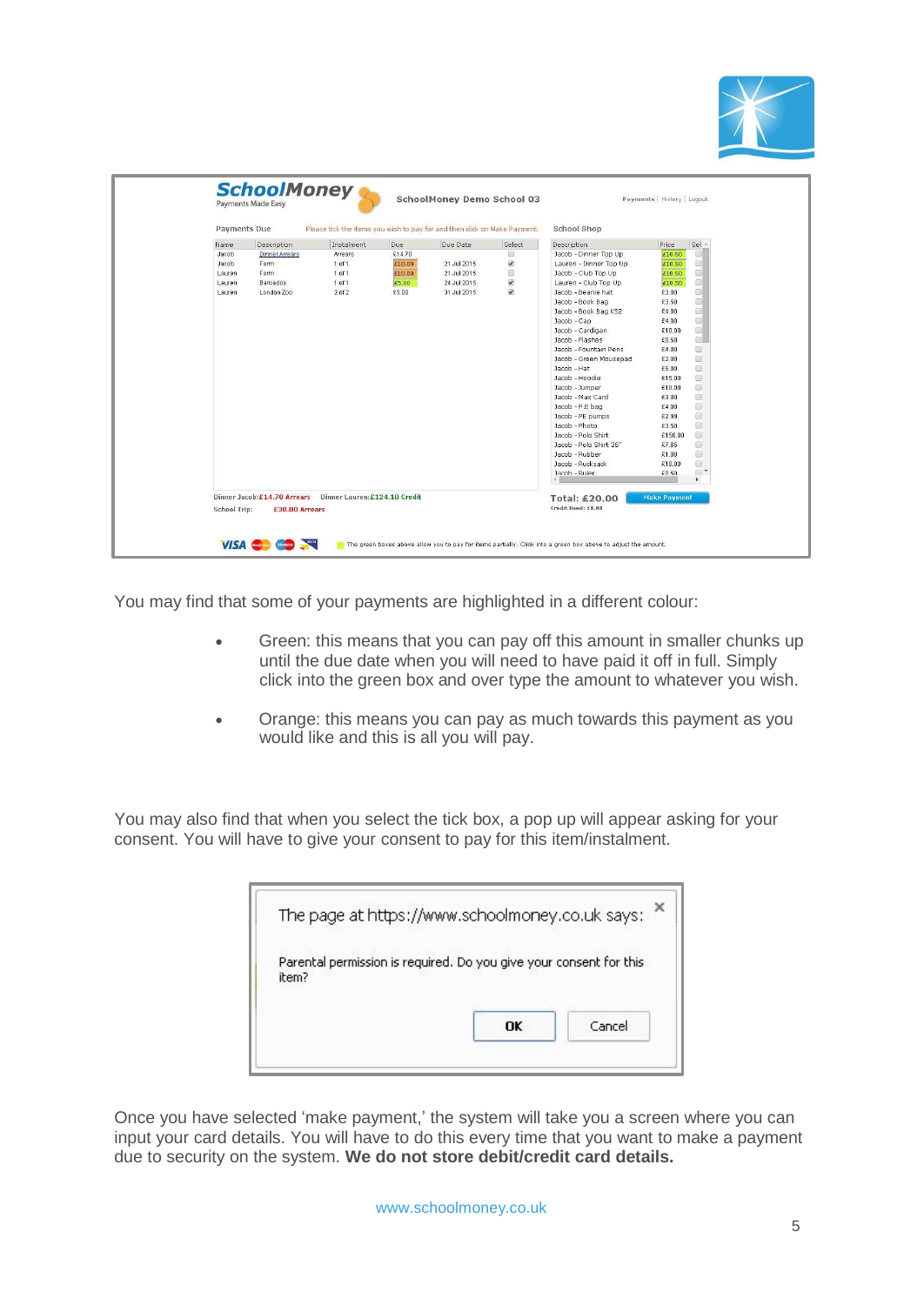You may find that some of your payments are highlighted in a different colour:

- Green: this means that you can pay off this amount in smaller chunks up until the due date when you will need to have paid it off in full. Simply click into the green box and over type the amount to whatever you wish.

- Orange: this means you can pay as much towards this payment as you would like and this is all you will pay.

You may also find that when you select the tick box, a pop up will appear asking for your consent. You will have to give your consent to pay for this item/instalment.

Once you have selected 'make payment,' the system will take you a screen where you can input your card details. You will have to do this every time that you want to make a payment due to security on the system. **We do not store debit/credit card details.**

www.schoolmoney.co.uk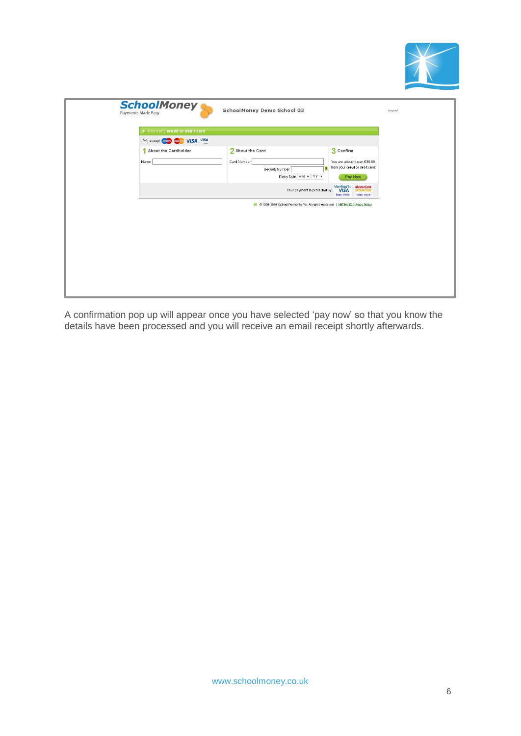A confirmation pop up will appear once you have selected ‘pay now’ so that you know the details have been processed and you will receive an email receipt shortly afterwards.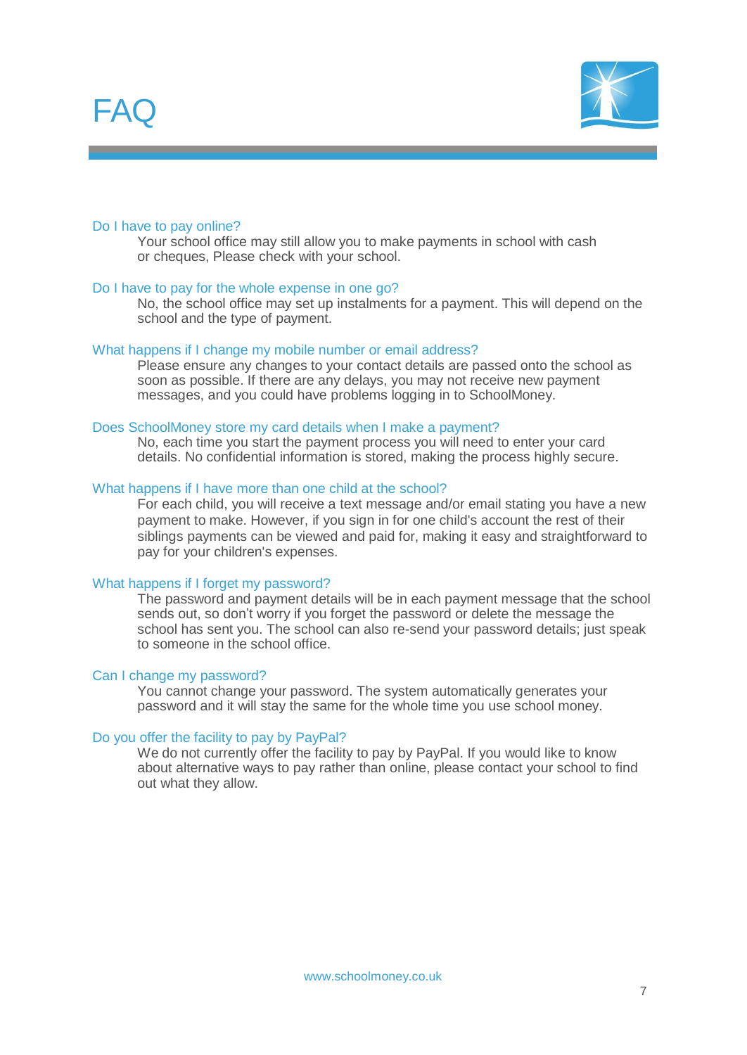# FAQ

### Do I have to pay online?

Your school office may still allow you to make payments in school with cash or cheques, Please check with your school.

### Do I have to pay for the whole expense in one go?

No, the school office may set up instalments for a payment. This will depend on the school and the type of payment.

### What happens if I change my mobile number or email address?

Please ensure any changes to your contact details are passed onto the school as soon as possible. If there are any delays, you may not receive new payment messages, and you could have problems logging in to SchoolMoney.

### Does SchoolMoney store my card details when I make a payment?

No, each time you start the payment process you will need to enter your card details. No confidential information is stored, making the process highly secure.

### What happens if I have more than one child at the school?

For each child, you will receive a text message and/or email stating you have a new payment to make. However, if you sign in for one child's account the rest of their siblings payments can be viewed and paid for, making it easy and straightforward to pay for your children's expenses.

### What happens if I forget my password?

The password and payment details will be in each payment message that the school sends out, so don't worry if you forget the password or delete the message the school has sent you. The school can also re-send your password details; just speak to someone in the school office.

### Can I change my password?

You cannot change your password. The system automatically generates your password and it will stay the same for the whole time you use school money.

### Do you offer the facility to pay by PayPal?

We do not currently offer the facility to pay by PayPal. If you would like to know about alternative ways to pay rather than online, please contact your school to find out what they allow.

www.schoolmoney.co.uk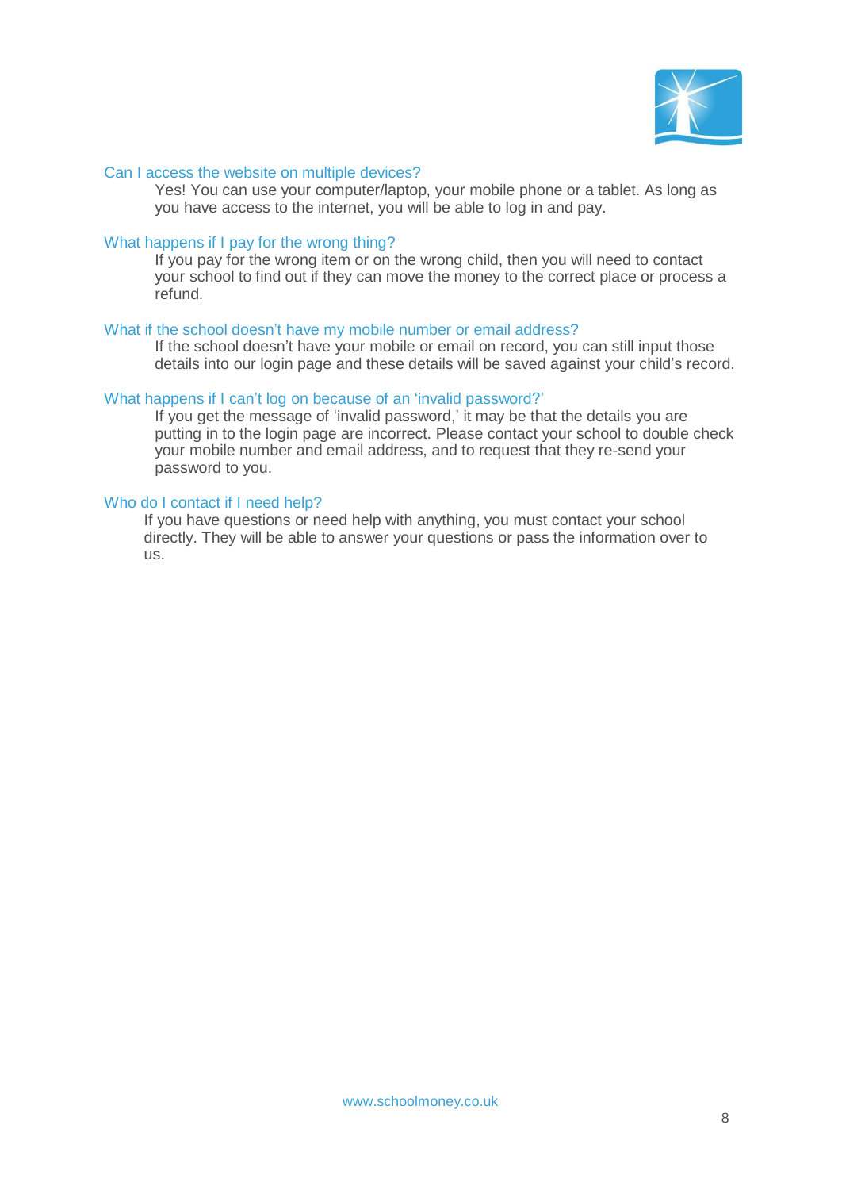### Can I access the website on multiple devices?

Yes! You can use your computer/laptop, your mobile phone or a tablet. As long as you have access to the internet, you will be able to log in and pay.

### What happens if I pay for the wrong thing?

If you pay for the wrong item or on the wrong child, then you will need to contact your school to find out if they can move the money to the correct place or process a refund.

### What if the school doesn't have my mobile number or email address?

If the school doesn't have your mobile or email on record, you can still input those details into our login page and these details will be saved against your child's record.

### What happens if I can't log on because of an 'invalid password?'

If you get the message of 'invalid password,' it may be that the details you are putting in to the login page are incorrect. Please contact your school to double check your mobile number and email address, and to request that they re-send your password to you.

### Who do I contact if I need help?

If you have questions or need help with anything, you must contact your school directly. They will be able to answer your questions or pass the information over to us.